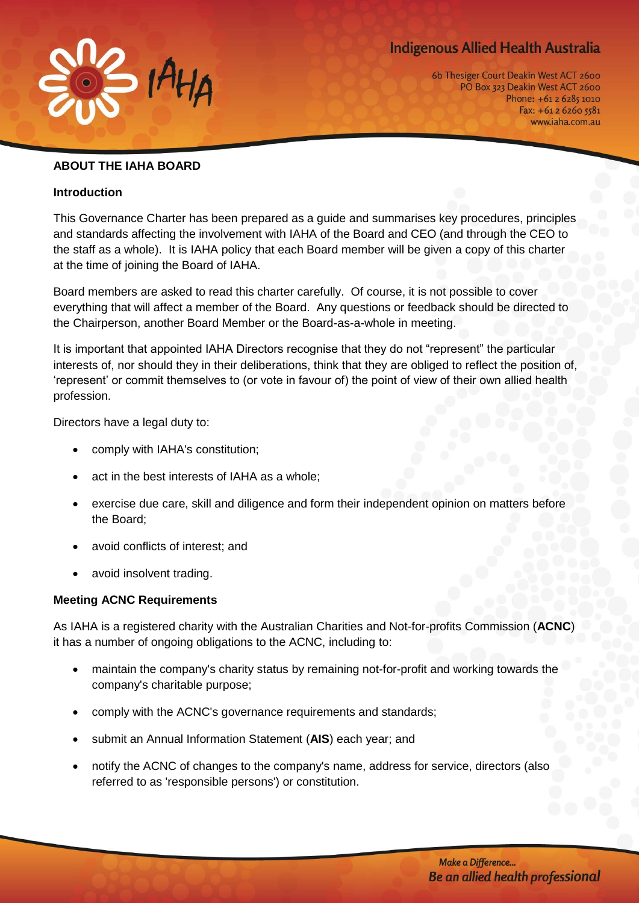## ABOUT THE IAHA BOARD

### Introduction

This Governance Charter has been prepared as a guide and summarises key procedures, principles and standards affecting the involvement with IAHA of the Board and CEO (and through the CEO to the staff as a whole). It is IAHA policy that each Board member will be given a copy of this charter at the time of joining the Board of IAHA.

Board members are asked to read this charter carefully. Of course, it is not possible to cover everything that will affect a member of the Board. Any questions or feedback should be directed to the Chairperson, another Board Member or the Board-as-a-whole in meeting.

It is important that appointed IAHA Directors recognise that they do not "represent" the particular interests of, nor should they in their deliberations, think that they are obliged to reflect the position of, 'represent' or commit themselves to (or vote in favour of) the point of view of their own allied health profession.

Directors have a legal duty to:

- comply with IAHA's constitution;
- act in the best interests of IAHA as a whole;
- exercise due care, skill and diligence and form their independent opinion on matters before the Board;
- avoid conflicts of interest; and
- avoid insolvent trading.

### Meeting ACNC Requirements

As IAHA is a registered charity with the Australian Charities and Not-for-profits Commission (**ACNC**) it has a number of ongoing obligations to the ACNC, including to:

- maintain the company's charity status by remaining not-for-profit and working towards the company's charitable purpose;
- comply with the ACNC's governance requirements and standards;
- submit an Annual Information Statement (**AIS**) each year; and
- notify the ACNC of changes to the company's name, address for service, directors (also referred to as 'responsible persons') or constitution.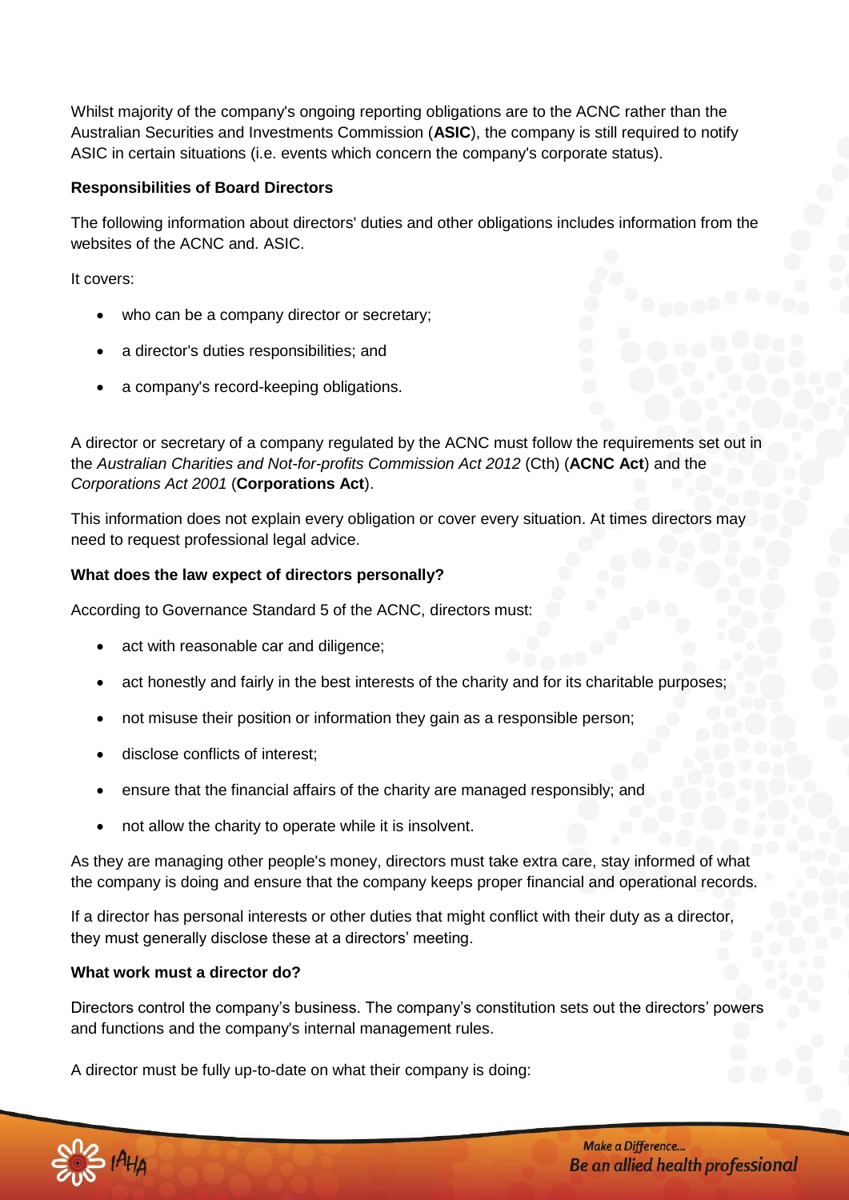Whilst majority of the company's ongoing reporting obligations are to the ACNC rather than the Australian Securities and Investments Commission (**ASIC**), the company is still required to notify ASIC in certain situations (i.e. events which concern the company's corporate status).

**Responsibilities of Board Directors**

The following information about directors' duties and other obligations includes information from the websites of the ACNC and. ASIC.

It covers:

- who can be a company director or secretary;
- a director's duties responsibilities; and
- a company's record-keeping obligations.

A director or secretary of a company regulated by the ACNC must follow the requirements set out in the *Australian Charities and Not-for-profits Commission Act 2012* (Cth) (**ACNC Act**) and the *Corporations Act 2001* (**Corporations Act**).

This information does not explain every obligation or cover every situation. At times directors may need to request professional legal advice.

**What does the law expect of directors personally?**

According to Governance Standard 5 of the ACNC, directors must:

- act with reasonable car and diligence;
- act honestly and fairly in the best interests of the charity and for its charitable purposes;
- not misuse their position or information they gain as a responsible person;
- disclose conflicts of interest;
- ensure that the financial affairs of the charity are managed responsibly; and
- not allow the charity to operate while it is insolvent.

As they are managing other people's money, directors must take extra care, stay informed of what the company is doing and ensure that the company keeps proper financial and operational records.

If a director has personal interests or other duties that might conflict with their duty as a director, they must generally disclose these at a directors' meeting.

**What work must a director do?**

Directors control the company's business. The company's constitution sets out the directors' powers and functions and the company's internal management rules.

A director must be fully up-to-date on what their company is doing: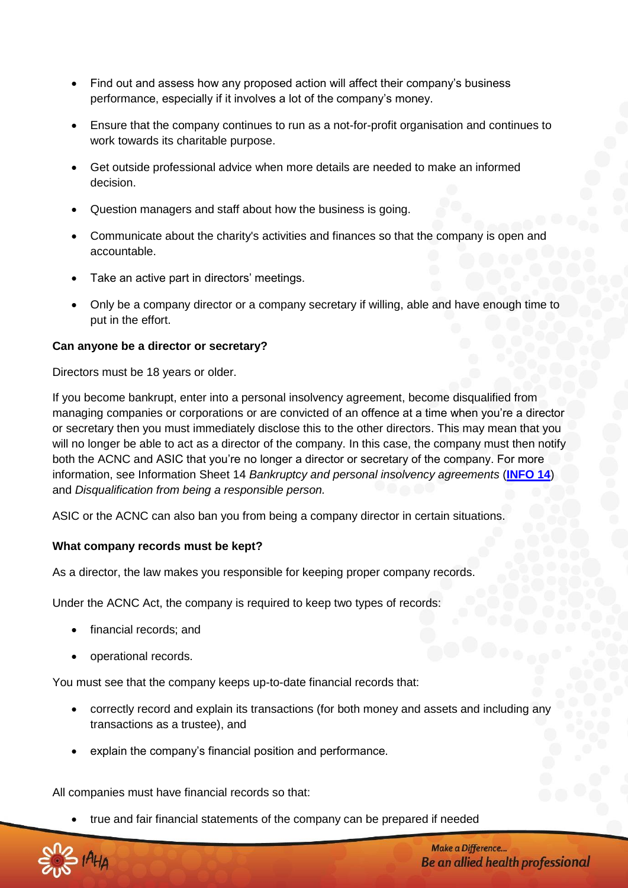- Find out and assess how any proposed action will affect their company's business performance, especially if it involves a lot of the company's money.
- Ensure that the company continues to run as a not-for-profit organisation and continues to work towards its charitable purpose.
- Get outside professional advice when more details are needed to make an informed decision.
- Question managers and staff about how the business is going.
- Communicate about the charity's activities and finances so that the company is open and accountable.
- Take an active part in directors' meetings.
- Only be a company director or a company secretary if willing, able and have enough time to put in the effort.

**Can anyone be a director or secretary?**

Directors must be 18 years or older.

If you become bankrupt, enter into a personal insolvency agreement, become disqualified from managing companies or corporations or are convicted of an offence at a time when you're a director or secretary then you must immediately disclose this to the other directors. This may mean that you will no longer be able to act as a director of the company. In this case, the company must then notify both the ACNC and ASIC that you're no longer a director or secretary of the company. For more information, see Information Sheet 14 *Bankruptcy and personal insolvency agreements* (**INFO 14**) and *Disqualification from being a responsible person.*

ASIC or the ACNC can also ban you from being a company director in certain situations.

**What company records must be kept?**

As a director, the law makes you responsible for keeping proper company records.

Under the ACNC Act, the company is required to keep two types of records:

- financial records; and
- operational records.

You must see that the company keeps up-to-date financial records that:

- correctly record and explain its transactions (for both money and assets and including any transactions as a trustee), and
- explain the company's financial position and performance.

All companies must have financial records so that:

- true and fair financial statements of the company can be prepared if needed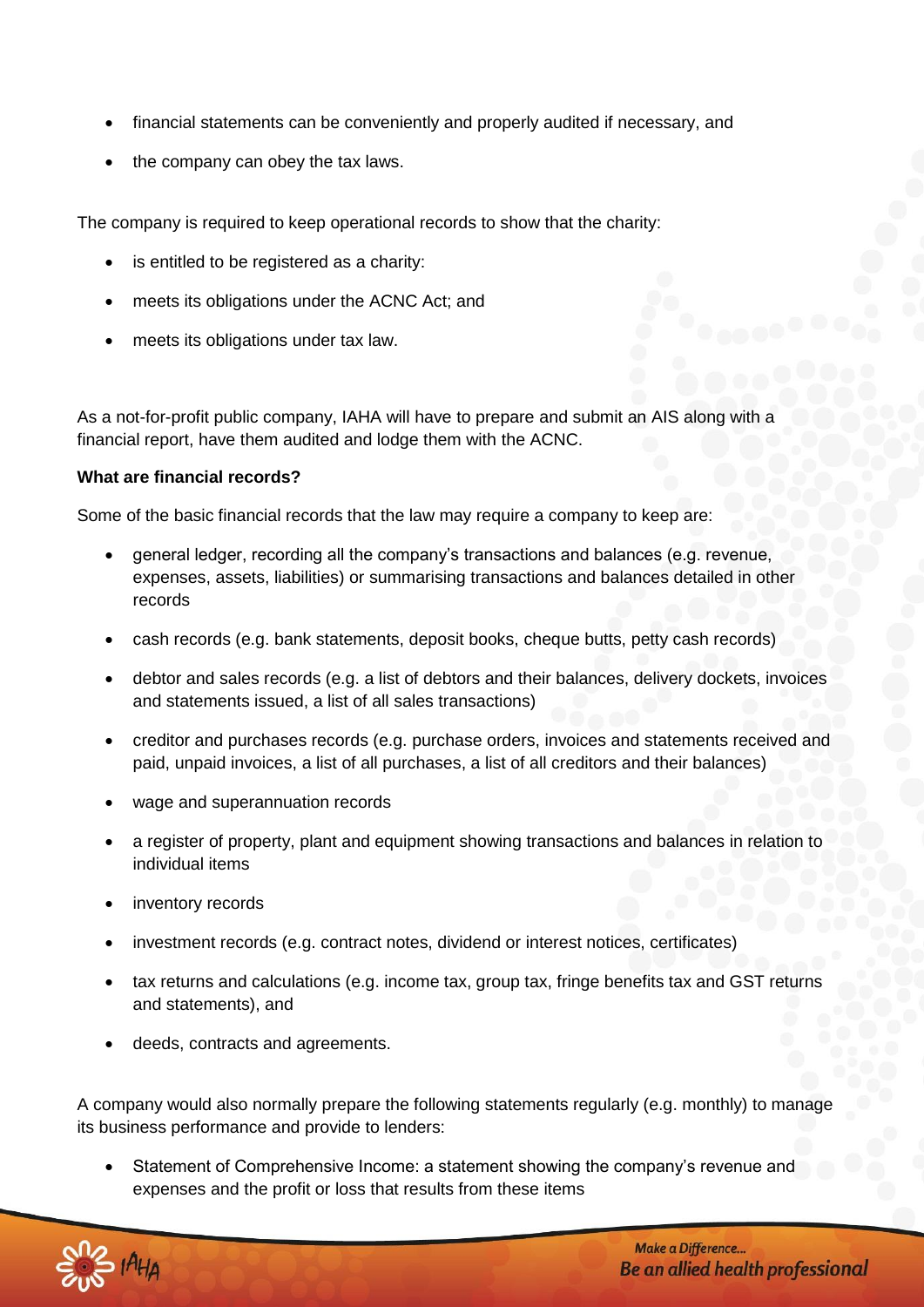- financial statements can be conveniently and properly audited if necessary, and
- the company can obey the tax laws.

The company is required to keep operational records to show that the charity:

- is entitled to be registered as a charity:
- meets its obligations under the ACNC Act; and
- meets its obligations under tax law.

As a not-for-profit public company, IAHA will have to prepare and submit an AIS along with a financial report, have them audited and lodge them with the ACNC.

**What are financial records?**

Some of the basic financial records that the law may require a company to keep are:

- general ledger, recording all the company's transactions and balances (e.g. revenue, expenses, assets, liabilities) or summarising transactions and balances detailed in other records
- cash records (e.g. bank statements, deposit books, cheque butts, petty cash records)
- debtor and sales records (e.g. a list of debtors and their balances, delivery dockets, invoices and statements issued, a list of all sales transactions)
- creditor and purchases records (e.g. purchase orders, invoices and statements received and paid, unpaid invoices, a list of all purchases, a list of all creditors and their balances)
- wage and superannuation records
- a register of property, plant and equipment showing transactions and balances in relation to individual items
- inventory records
- investment records (e.g. contract notes, dividend or interest notices, certificates)
- tax returns and calculations (e.g. income tax, group tax, fringe benefits tax and GST returns and statements), and
- deeds, contracts and agreements.

A company would also normally prepare the following statements regularly (e.g. monthly) to manage its business performance and provide to lenders:

- Statement of Comprehensive Income: a statement showing the company's revenue and expenses and the profit or loss that results from these items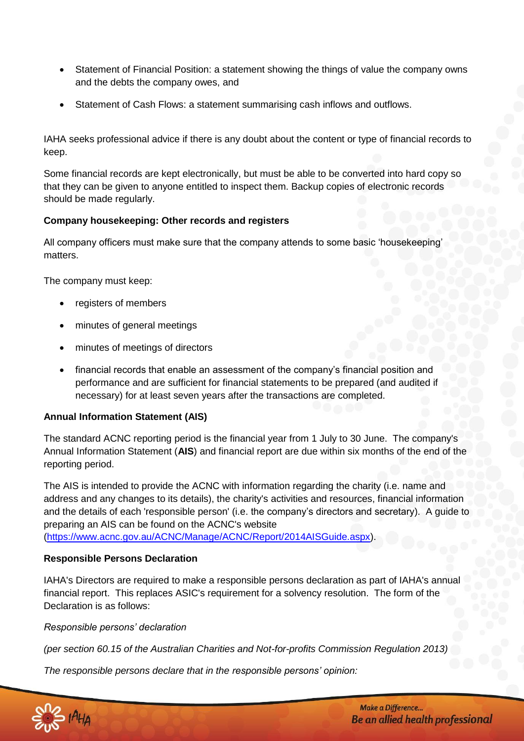- Statement of Financial Position: a statement showing the things of value the company owns and the debts the company owes, and
- Statement of Cash Flows: a statement summarising cash inflows and outflows.

IAHA seeks professional advice if there is any doubt about the content or type of financial records to keep.

Some financial records are kept electronically, but must be able to be converted into hard copy so that they can be given to anyone entitled to inspect them. Backup copies of electronic records should be made regularly.

**Company housekeeping: Other records and registers**

All company officers must make sure that the company attends to some basic 'housekeeping' matters.

The company must keep:

- registers of members
- minutes of general meetings
- minutes of meetings of directors
- financial records that enable an assessment of the company's financial position and performance and are sufficient for financial statements to be prepared (and audited if necessary) for at least seven years after the transactions are completed.

**Annual Information Statement (AIS)**

The standard ACNC reporting period is the financial year from 1 July to 30 June. The company's Annual Information Statement (**AIS**) and financial report are due within six months of the end of the reporting period.

The AIS is intended to provide the ACNC with information regarding the charity (i.e. name and address and any changes to its details), the charity's activities and resources, financial information and the details of each 'responsible person' (i.e. the company's directors and secretary). A guide to preparing an AIS can be found on the ACNC's website (https://www.acnc.gov.au/ACNC/Manage/ACNC/Report/2014AISGuide.aspx).

**Responsible Persons Declaration**

IAHA's Directors are required to make a responsible persons declaration as part of IAHA's annual financial report. This replaces ASIC's requirement for a solvency resolution. The form of the Declaration is as follows:

*Responsible persons' declaration*

*(per section 60.15 of the Australian Charities and Not-for-profits Commission Regulation 2013)*

*The responsible persons declare that in the responsible persons' opinion:*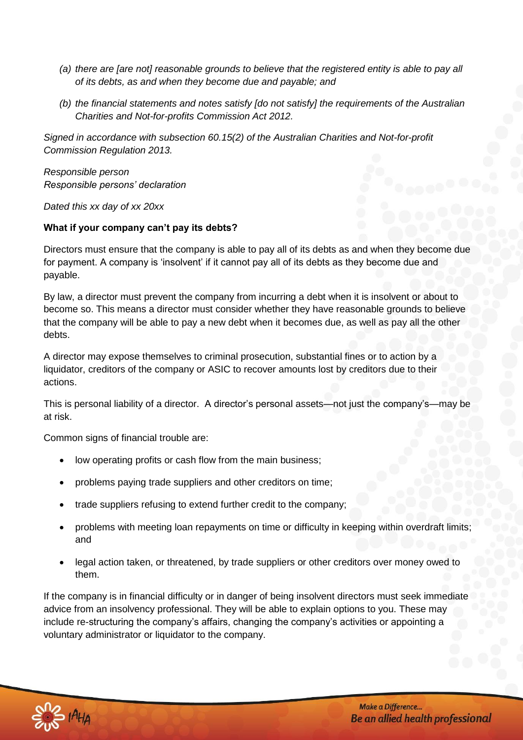*(a) there are [are not] reasonable grounds to believe that the registered entity is able to pay all of its debts, as and when they become due and payable; and*

*(b) the financial statements and notes satisfy [do not satisfy] the requirements of the Australian Charities and Not-for-profits Commission Act 2012.*

*Signed in accordance with subsection 60.15(2) of the Australian Charities and Not-for-profit Commission Regulation 2013.*

*Responsible person*
*Responsible persons' declaration*

*Dated this xx day of xx 20xx*

**What if your company can't pay its debts?**

Directors must ensure that the company is able to pay all of its debts as and when they become due for payment. A company is 'insolvent' if it cannot pay all of its debts as they become due and payable.

By law, a director must prevent the company from incurring a debt when it is insolvent or about to become so. This means a director must consider whether they have reasonable grounds to believe that the company will be able to pay a new debt when it becomes due, as well as pay all the other debts.

A director may expose themselves to criminal prosecution, substantial fines or to action by a liquidator, creditors of the company or ASIC to recover amounts lost by creditors due to their actions.

This is personal liability of a director. A director's personal assets—not just the company's—may be at risk.

Common signs of financial trouble are:

- low operating profits or cash flow from the main business;
- problems paying trade suppliers and other creditors on time;
- trade suppliers refusing to extend further credit to the company;
- problems with meeting loan repayments on time or difficulty in keeping within overdraft limits; and
- legal action taken, or threatened, by trade suppliers or other creditors over money owed to them.

If the company is in financial difficulty or in danger of being insolvent directors must seek immediate advice from an insolvency professional. They will be able to explain options to you. These may include re-structuring the company's affairs, changing the company's activities or appointing a voluntary administrator or liquidator to the company.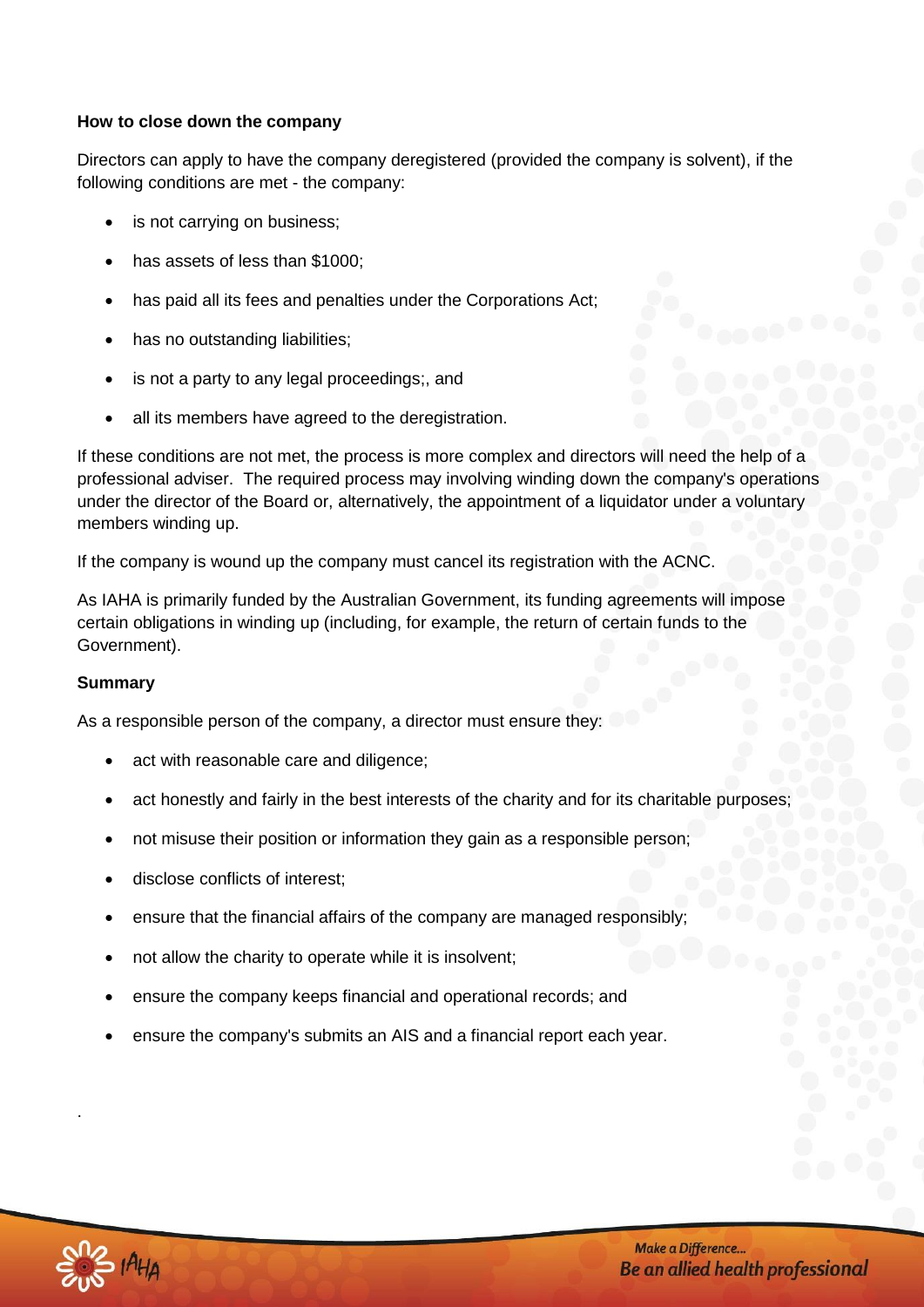**How to close down the company**

Directors can apply to have the company deregistered (provided the company is solvent), if the following conditions are met - the company:

- is not carrying on business;
- has assets of less than $1000;
- has paid all its fees and penalties under the Corporations Act;
- has no outstanding liabilities;
- is not a party to any legal proceedings;, and
- all its members have agreed to the deregistration.

If these conditions are not met, the process is more complex and directors will need the help of a professional adviser. The required process may involving winding down the company's operations under the director of the Board or, alternatively, the appointment of a liquidator under a voluntary members winding up.

If the company is wound up the company must cancel its registration with the ACNC.

As IAHA is primarily funded by the Australian Government, its funding agreements will impose certain obligations in winding up (including, for example, the return of certain funds to the Government).

**Summary**

As a responsible person of the company, a director must ensure they:

- act with reasonable care and diligence;
- act honestly and fairly in the best interests of the charity and for its charitable purposes;
- not misuse their position or information they gain as a responsible person;
- disclose conflicts of interest;
- ensure that the financial affairs of the company are managed responsibly;
- not allow the charity to operate while it is insolvent;
- ensure the company keeps financial and operational records; and
- ensure the company's submits an AIS and a financial report each year.

.